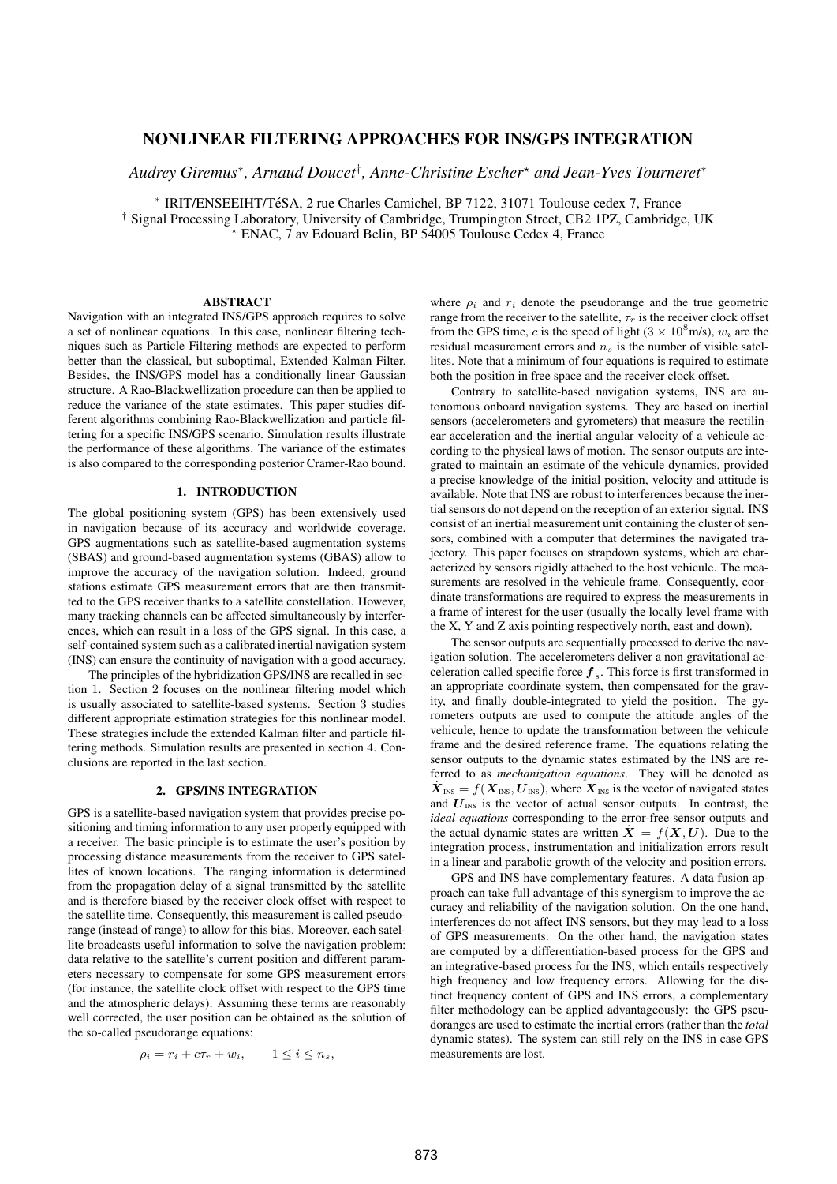# NONLINEAR FILTERING APPROACHES FOR INS/GPS INTEGRATION

*Audrey Giremus*, Arnaud Doucet†, Anne-Christine Escher⋆ and Jean-Yves Tourneret**

\* IRIT/ENSEEIHT/TéSA, 2 rue Charles Camichel, BP 7122, 31071 Toulouse cedex 7, France
† Signal Processing Laboratory, University of Cambridge, Trumpington Street, CB2 1PZ, Cambridge, UK
⋆ ENAC, 7 av Edouard Belin, BP 54005 Toulouse Cedex 4, France

## ABSTRACT

Navigation with an integrated INS/GPS approach requires to solve a set of nonlinear equations. In this case, nonlinear filtering techniques such as Particle Filtering methods are expected to perform better than the classical, but suboptimal, Extended Kalman Filter. Besides, the INS/GPS model has a conditionally linear Gaussian structure. A Rao-Blackwellization procedure can then be applied to reduce the variance of the state estimates. This paper studies different algorithms combining Rao-Blackwellization and particle filtering for a specific INS/GPS scenario. Simulation results illustrate the performance of these algorithms. The variance of the estimates is also compared to the corresponding posterior Cramer-Rao bound.

## 1. INTRODUCTION

The global positioning system (GPS) has been extensively used in navigation because of its accuracy and worldwide coverage. GPS augmentations such as satellite-based augmentation systems (SBAS) and ground-based augmentation systems (GBAS) allow to improve the accuracy of the navigation solution. Indeed, ground stations estimate GPS measurement errors that are then transmitted to the GPS receiver thanks to a satellite constellation. However, many tracking channels can be affected simultaneously by interferences, which can result in a loss of the GPS signal. In this case, a self-contained system such as a calibrated inertial navigation system (INS) can ensure the continuity of navigation with a good accuracy.

The principles of the hybridization GPS/INS are recalled in section 1. Section 2 focuses on the nonlinear filtering model which is usually associated to satellite-based systems. Section 3 studies different appropriate estimation strategies for this nonlinear model. These strategies include the extended Kalman filter and particle filtering methods. Simulation results are presented in section 4. Conclusions are reported in the last section.

## 2. GPS/INS INTEGRATION

GPS is a satellite-based navigation system that provides precise positioning and timing information to any user properly equipped with a receiver. The basic principle is to estimate the user's position by processing distance measurements from the receiver to GPS satellites of known locations. The ranging information is determined from the propagation delay of a signal transmitted by the satellite and is therefore biased by the receiver clock offset with respect to the satellite time. Consequently, this measurement is called pseudorange (instead of range) to allow for this bias. Moreover, each satellite broadcasts useful information to solve the navigation problem: data relative to the satellite's current position and different parameters necessary to compensate for some GPS measurement errors (for instance, the satellite clock offset with respect to the GPS time and the atmospheric delays). Assuming these terms are reasonably well corrected, the user position can be obtained as the solution of the so-called pseudorange equations:

$$\rho_i = r_i + c\tau_r + w_i, \qquad 1 \leq i \leq n_s,$$

where $\rho_i$ and $r_i$ denote the pseudorange and the true geometric range from the receiver to the satellite, $\tau_r$ is the receiver clock offset from the GPS time, $c$ is the speed of light ($3 \times 10^8$m/s), $w_i$ are the residual measurement errors and $n_s$ is the number of visible satellites. Note that a minimum of four equations is required to estimate both the position in free space and the receiver clock offset.

Contrary to satellite-based navigation systems, INS are autonomous onboard navigation systems. They are based on inertial sensors (accelerometers and gyrometers) that measure the rectilinear acceleration and the inertial angular velocity of a vehicule according to the physical laws of motion. The sensor outputs are integrated to maintain an estimate of the vehicule dynamics, provided a precise knowledge of the initial position, velocity and attitude is available. Note that INS are robust to interferences because the inertial sensors do not depend on the reception of an exterior signal. INS consist of an inertial measurement unit containing the cluster of sensors, combined with a computer that determines the navigated trajectory. This paper focuses on strapdown systems, which are characterized by sensors rigidly attached to the host vehicule. The measurements are resolved in the vehicule frame. Consequently, coordinate transformations are required to express the measurements in a frame of interest for the user (usually the locally level frame with the X, Y and Z axis pointing respectively north, east and down).

The sensor outputs are sequentially processed to derive the navigation solution. The accelerometers deliver a non gravitational acceleration called specific force $\boldsymbol{f}_s$. This force is first transformed in an appropriate coordinate system, then compensated for the gravity, and finally double-integrated to yield the position. The gyrometers outputs are used to compute the attitude angles of the vehicule, hence to update the transformation between the vehicule frame and the desired reference frame. The equations relating the sensor outputs to the dynamic states estimated by the INS are referred to as *mechanization equations*. They will be denoted as $\dot{\boldsymbol{X}}_{\text{INS}} = f(\boldsymbol{X}_{\text{INS}}, \boldsymbol{U}_{\text{INS}})$, where $\boldsymbol{X}_{\text{INS}}$ is the vector of navigated states and $\boldsymbol{U}_{\text{INS}}$ is the vector of actual sensor outputs. In contrast, the *ideal equations* corresponding to the error-free sensor outputs and the actual dynamic states are written $\dot{\boldsymbol{X}} = f(\boldsymbol{X}, \boldsymbol{U})$. Due to the integration process, instrumentation and initialization errors result in a linear and parabolic growth of the velocity and position errors.

GPS and INS have complementary features. A data fusion approach can take full advantage of this synergism to improve the accuracy and reliability of the navigation solution. On the one hand, interferences do not affect INS sensors, but they may lead to a loss of GPS measurements. On the other hand, the navigation states are computed by a differentiation-based process for the GPS and an integrative-based process for the INS, which entails respectively high frequency and low frequency errors. Allowing for the distinct frequency content of GPS and INS errors, a complementary filter methodology can be applied advantageously: the GPS pseudoranges are used to estimate the inertial errors (rather than the *total* dynamic states). The system can still rely on the INS in case GPS measurements are lost.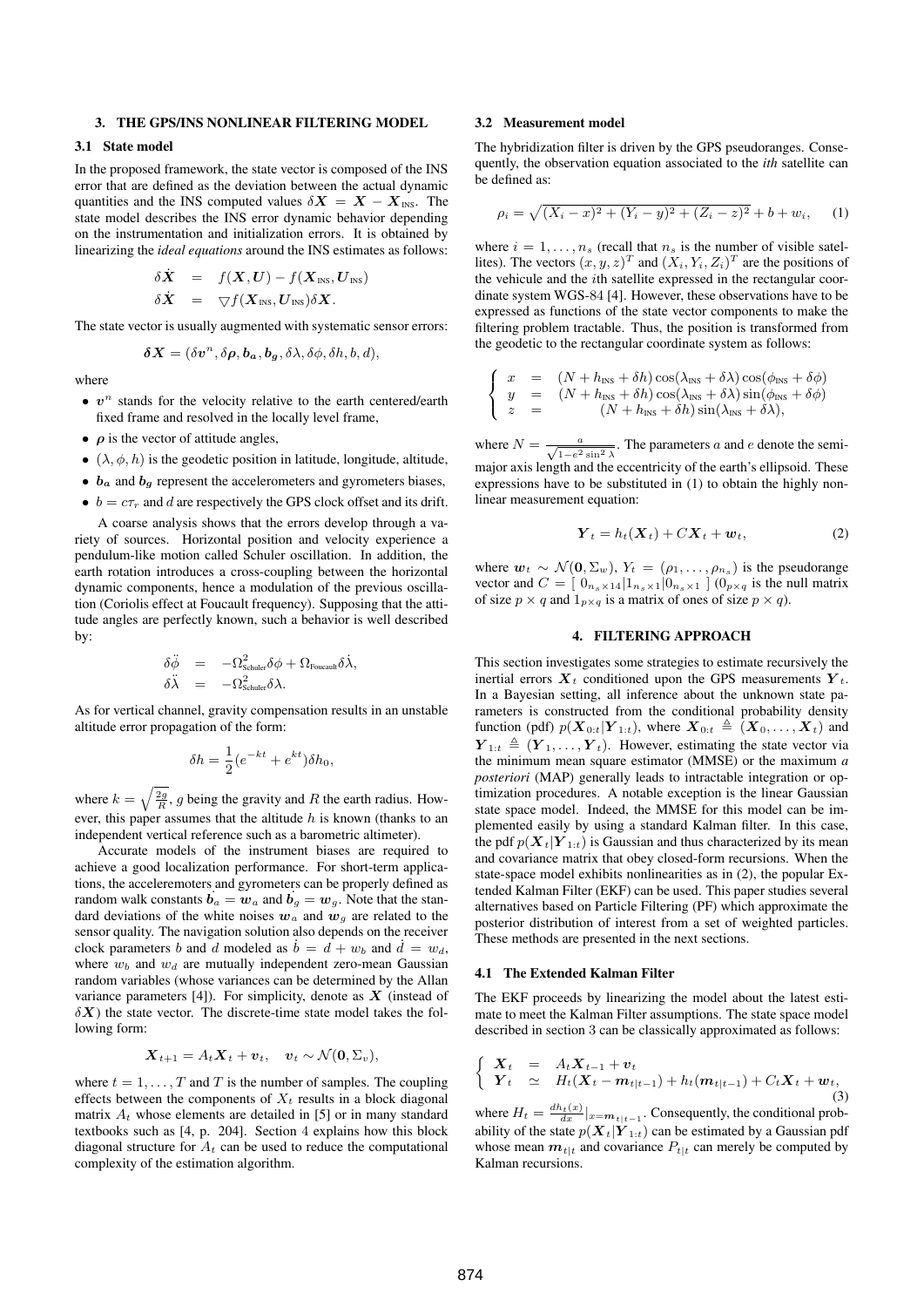## 3. THE GPS/INS NONLINEAR FILTERING MODEL

### 3.1 State model

In the proposed framework, the state vector is composed of the INS error that are defined as the deviation between the actual dynamic quantities and the INS computed values $\delta \boldsymbol{X} = \boldsymbol{X} - \boldsymbol{X}_{\text{INS}}$. The state model describes the INS error dynamic behavior depending on the instrumentation and initialization errors. It is obtained by linearizing the *ideal equations* around the INS estimates as follows:

$$
\begin{aligned}
\delta \dot{\boldsymbol{X}} &= f(\boldsymbol{X}, \boldsymbol{U}) - f(\boldsymbol{X}_{\text{INS}}, \boldsymbol{U}_{\text{INS}}) \\
\delta \dot{\boldsymbol{X}} &= \bigtriangledown f(\boldsymbol{X}_{\text{INS}}, \boldsymbol{U}_{\text{INS}}) \delta \boldsymbol{X}.
\end{aligned}
$$

The state vector is usually augmented with systematic sensor errors:

$$
\boldsymbol{\delta X} = (\delta \boldsymbol{v}^n, \delta \boldsymbol{\rho}, \boldsymbol{b_a}, \boldsymbol{b_g}, \delta\lambda, \delta\phi, \delta h, b, d),
$$

where

- $\boldsymbol{v}^n$ stands for the velocity relative to the earth centered/earth fixed frame and resolved in the locally level frame,
- $\boldsymbol{\rho}$ is the vector of attitude angles,
- $(\lambda, \phi, h)$ is the geodetic position in latitude, longitude, altitude,
- $\boldsymbol{b_a}$ and $\boldsymbol{b_g}$ represent the accelerometers and gyrometers biases,
- $b = c\tau_r$ and $d$ are respectively the GPS clock offset and its drift.

A coarse analysis shows that the errors develop through a variety of sources. Horizontal position and velocity experience a pendulum-like motion called Schuler oscillation. In addition, the earth rotation introduces a cross-coupling between the horizontal dynamic components, hence a modulation of the previous oscillation (Coriolis effect at Foucault frequency). Supposing that the attitude angles are perfectly known, such a behavior is well described by:

$$
\begin{aligned}
\delta\ddot{\phi} &= -\Omega^2_{\text{Schuler}}\delta\phi + \Omega_{\text{Foucault}}\delta\dot{\lambda}, \\
\delta\ddot{\lambda} &= -\Omega^2_{\text{Schuler}}\delta\lambda.
\end{aligned}
$$

As for vertical channel, gravity compensation results in an unstable altitude error propagation of the form:

$$
\delta h = \frac{1}{2}(e^{-kt} + e^{kt})\delta h_0,
$$

where $k = \sqrt{\frac{2g}{R}}$, $g$ being the gravity and $R$ the earth radius. However, this paper assumes that the altitude $h$ is known (thanks to an independent vertical reference such as a barometric altimeter).

Accurate models of the instrument biases are required to achieve a good localization performance. For short-term applications, the accelerometers and gyrometers can be properly defined as random walk constants $\dot{\boldsymbol{b}_a} = \boldsymbol{w}_a$ and $\dot{\boldsymbol{b}}_g = \boldsymbol{w}_g$. Note that the standard deviations of the white noises $\boldsymbol{w}_a$ and $\boldsymbol{w}_g$ are related to the sensor quality. The navigation solution also depends on the receiver clock parameters $b$ and $d$ modeled as $\dot{b} = d + w_b$ and $\dot{d} = w_d$, where $w_b$ and $w_d$ are mutually independent zero-mean Gaussian random variables (whose variances can be determined by the Allan variance parameters [4]). For simplicity, denote as $\boldsymbol{X}$ (instead of $\delta\boldsymbol{X}$) the state vector. The discrete-time state model takes the following form:

$$
\boldsymbol{X}_{t+1} = A_t\boldsymbol{X}_t + \boldsymbol{v}_t, \quad \boldsymbol{v}_t \sim \mathcal{N}(\boldsymbol{0}, \Sigma_v),
$$

where $t = 1, \ldots, T$ and $T$ is the number of samples. The coupling effects between the components of $X_t$ results in a block diagonal matrix $A_t$ whose elements are detailed in [5] or in many standard textbooks such as [4, p. 204]. Section 4 explains how this block diagonal structure for $A_t$ can be used to reduce the computational complexity of the estimation algorithm.

### 3.2 Measurement model

The hybridization filter is driven by the GPS pseudoranges. Consequently, the observation equation associated to the *ith* satellite can be defined as:

$$
\rho_i = \sqrt{(X_i - x)^2 + (Y_i - y)^2 + (Z_i - z)^2} + b + w_i, \qquad (1)
$$

where $i = 1, \ldots, n_s$ (recall that $n_s$ is the number of visible satellites). The vectors $(x, y, z)^T$ and $(X_i, Y_i, Z_i)^T$ are the positions of the vehicule and the $i$th satellite expressed in the rectangular coordinate system WGS-84 [4]. However, these observations have to be expressed as functions of the state vector components to make the filtering problem tractable. Thus, the position is transformed from the geodetic to the rectangular coordinate system as follows:

$$
\left\{
\begin{array}{lcl}
x &=& (N + h_{\text{INS}} + \delta h)\cos(\lambda_{\text{INS}} + \delta\lambda)\cos(\phi_{\text{INS}} + \delta\phi) \\
y &=& (N + h_{\text{INS}} + \delta h)\cos(\lambda_{\text{INS}} + \delta\lambda)\sin(\phi_{\text{INS}} + \delta\phi) \\
z &=& (N + h_{\text{INS}} + \delta h)\sin(\lambda_{\text{INS}} + \delta\lambda),
\end{array}
\right.
$$

where $N = \frac{a}{\sqrt{1 - e^2\sin^2\lambda}}$. The parameters $a$ and $e$ denote the semi-major axis length and the eccentricity of the earth's ellipsoid. These expressions have to be substituted in (1) to obtain the highly nonlinear measurement equation:

$$
\boldsymbol{Y}_t = h_t(\boldsymbol{X}_t) + C\boldsymbol{X}_t + \boldsymbol{w}_t, \qquad (2)
$$

where $\boldsymbol{w}_t \sim \mathcal{N}(\boldsymbol{0}, \Sigma_w)$, $Y_t = (\rho_1, \ldots, \rho_{n_s})$ is the pseudorange vector and $C = [\ 0_{n_s \times 14} | 1_{n_s \times 1} | 0_{n_s \times 1}\ ]$ ($0_{p \times q}$ is the null matrix of size $p \times q$ and $1_{p \times q}$ is a matrix of ones of size $p \times q$).

## 4. FILTERING APPROACH

This section investigates some strategies to estimate recursively the inertial errors $\boldsymbol{X}_t$ conditioned upon the GPS measurements $\boldsymbol{Y}_t$. In a Bayesian setting, all inference about the unknown state parameters is constructed from the conditional probability density function (pdf) $p(\boldsymbol{X}_{0:t}|\boldsymbol{Y}_{1:t})$, where $\boldsymbol{X}_{0:t} \triangleq (\boldsymbol{X}_0, \ldots, \boldsymbol{X}_t)$ and $\boldsymbol{Y}_{1:t} \triangleq (\boldsymbol{Y}_1, \ldots, \boldsymbol{Y}_t)$. However, estimating the state vector via the minimum mean square estimator (MMSE) or the maximum *a posteriori* (MAP) generally leads to intractable integration or optimization procedures. A notable exception is the linear Gaussian state space model. Indeed, the MMSE for this model can be implemented easily by using a standard Kalman filter. In this case, the pdf $p(\boldsymbol{X}_t|\boldsymbol{Y}_{1:t})$ is Gaussian and thus characterized by its mean and covariance matrix that obey closed-form recursions. When the state-space model exhibits nonlinearities as in (2), the popular Extended Kalman Filter (EKF) can be used. This paper studies several alternatives based on Particle Filtering (PF) which approximate the posterior distribution of interest from a set of weighted particles. These methods are presented in the next sections.

### 4.1 The Extended Kalman Filter

The EKF proceeds by linearizing the model about the latest estimate to meet the Kalman Filter assumptions. The state space model described in section 3 can be classically approximated as follows:

$$
\left\{
\begin{array}{lcl}
\boldsymbol{X}_t &=& A_t\boldsymbol{X}_{t-1} + \boldsymbol{v}_t \\
\boldsymbol{Y}_t &\simeq& H_t(\boldsymbol{X}_t - \boldsymbol{m}_{t|t-1}) + h_t(\boldsymbol{m}_{t|t-1}) + C_t\boldsymbol{X}_t + \boldsymbol{w}_t,
\end{array}
\right. \qquad (3)
$$

where $H_t = \frac{dh_t(x)}{dx}|_{x=\boldsymbol{m}_{t|t-1}}$. Consequently, the conditional probability of the state $p(\boldsymbol{X}_t|\boldsymbol{Y}_{1:t})$ can be estimated by a Gaussian pdf whose mean $\boldsymbol{m}_{t|t}$ and covariance $P_{t|t}$ can merely be computed by Kalman recursions.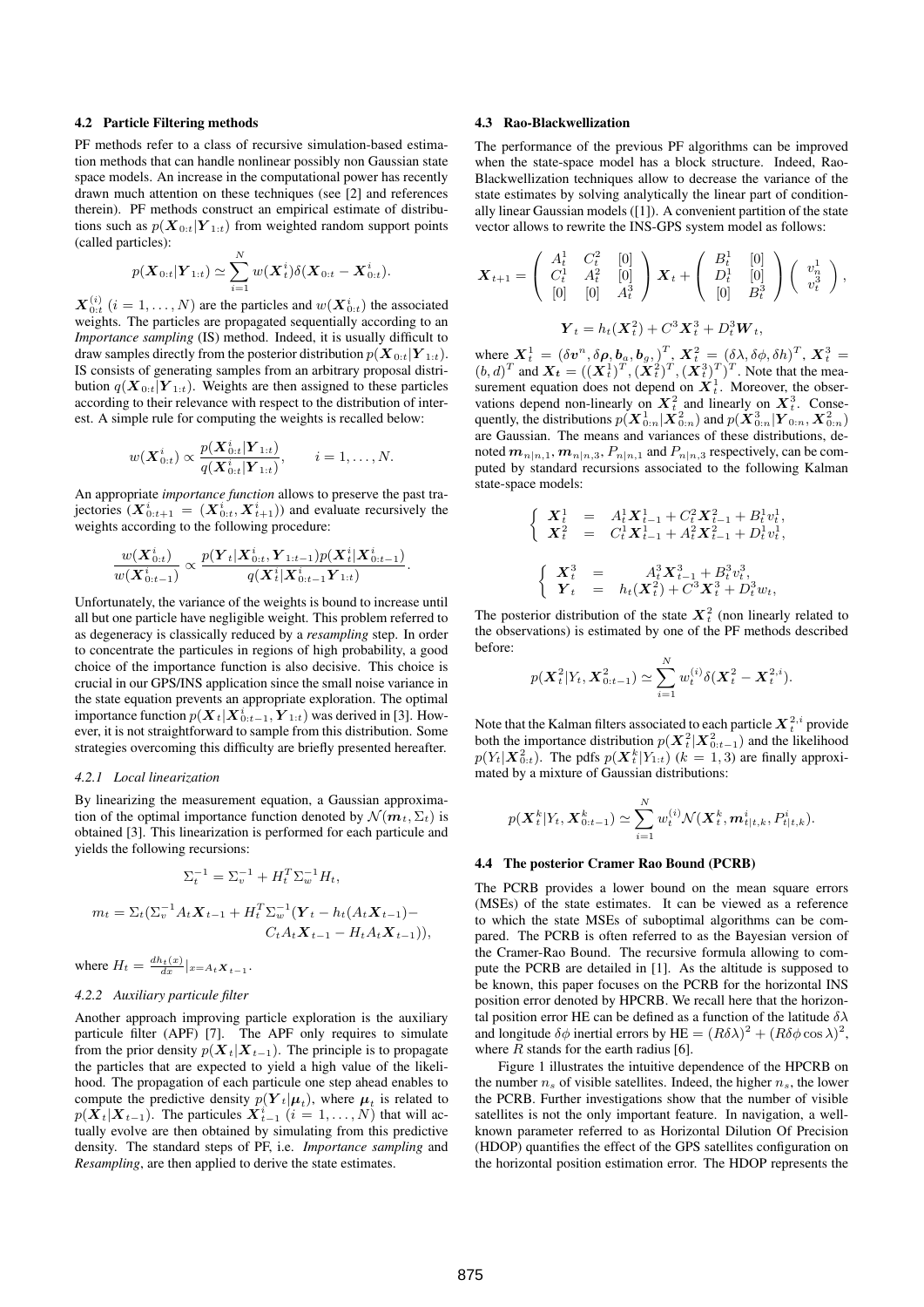### 4.2 Particle Filtering methods

PF methods refer to a class of recursive simulation-based estimation methods that can handle nonlinear possibly non Gaussian state space models. An increase in the computational power has recently drawn much attention on these techniques (see [2] and references therein). PF methods construct an empirical estimate of distributions such as $p(\boldsymbol{X}_{0:t}|\boldsymbol{Y}_{1:t})$ from weighted random support points (called particles):

$$p(\boldsymbol{X}_{0:t}|\boldsymbol{Y}_{1:t}) \simeq \sum_{i=1}^{N} w(\boldsymbol{X}_t^i)\delta(\boldsymbol{X}_{0:t} - \boldsymbol{X}_{0:t}^i).$$

$\boldsymbol{X}_{0:t}^{(i)}$ $(i = 1, \ldots, N)$ are the particles and $w(\boldsymbol{X}_{0:t}^i)$ the associated weights. The particles are propagated sequentially according to an *Importance sampling* (IS) method. Indeed, it is usually difficult to draw samples directly from the posterior distribution $p(\boldsymbol{X}_{0:t}|\boldsymbol{Y}_{1:t})$. IS consists of generating samples from an arbitrary proposal distribution $q(\boldsymbol{X}_{0:t}|\boldsymbol{Y}_{1:t})$. Weights are then assigned to these particles according to their relevance with respect to the distribution of interest. A simple rule for computing the weights is recalled below:

$$w(\boldsymbol{X}_{0:t}^i) \propto \frac{p(\boldsymbol{X}_{0:t}^i|\boldsymbol{Y}_{1:t})}{q(\boldsymbol{X}_{0:t}^i|\boldsymbol{Y}_{1:t})}, \qquad i = 1, \ldots, N.$$

An appropriate *importance function* allows to preserve the past trajectories ($\boldsymbol{X}_{0:t+1}^i = (\boldsymbol{X}_{0:t}^i, \boldsymbol{X}_{t+1}^i)$) and evaluate recursively the weights according to the following procedure:

$$\frac{w(\boldsymbol{X}_{0:t}^i)}{w(\boldsymbol{X}_{0:t-1}^i)} \propto \frac{p(\boldsymbol{Y}_t|\boldsymbol{X}_{0:t}^i, \boldsymbol{Y}_{1:t-1})p(\boldsymbol{X}_t^i|\boldsymbol{X}_{0:t-1}^i)}{q(\boldsymbol{X}_t^i|\boldsymbol{X}_{0:t-1}^i\boldsymbol{Y}_{1:t})}.$$

Unfortunately, the variance of the weights is bound to increase until all but one particle have negligible weight. This problem referred to as degeneracy is classically reduced by a *resampling* step. In order to concentrate the particules in regions of high probability, a good choice of the importance function is also decisive. This choice is crucial in our GPS/INS application since the small noise variance in the state equation prevents an appropriate exploration. The optimal importance function $p(\boldsymbol{X}_t|\boldsymbol{X}_{0:t-1}^i, \boldsymbol{Y}_{1:t})$ was derived in [3]. However, it is not straightforward to sample from this distribution. Some strategies overcoming this difficulty are briefly presented hereafter.

#### 4.2.1 Local linearization

By linearizing the measurement equation, a Gaussian approximation of the optimal importance function denoted by $\mathcal{N}(\boldsymbol{m}_t, \Sigma_t)$ is obtained [3]. This linearization is performed for each particle and yields the following recursions:

$$\Sigma_t^{-1} = \Sigma_v^{-1} + H_t^T \Sigma_w^{-1} H_t,$$

$$m_t = \Sigma_t(\Sigma_v^{-1} A_t \boldsymbol{X}_{t-1} + H_t^T \Sigma_w^{-1}(\boldsymbol{Y}_t - h_t(A_t \boldsymbol{X}_{t-1}) - C_t A_t \boldsymbol{X}_{t-1} - H_t A_t \boldsymbol{X}_{t-1})),$$

where $H_t = \frac{dh_t(x)}{dx}|_{x = A_t \boldsymbol{X}_{t-1}}$.

#### 4.2.2 Auxiliary particule filter

Another approach improving particle exploration is the auxiliary particule filter (APF) [7]. The APF only requires to simulate from the prior density $p(\boldsymbol{X}_t|\boldsymbol{X}_{t-1})$. The principle is to propagate the particles that are expected to yield a high value of the likelihood. The propagation of each particule one step ahead enables to compute the predictive density $p(\boldsymbol{Y}_t|\boldsymbol{\mu}_t)$, where $\boldsymbol{\mu}_t$ is related to $p(\boldsymbol{X}_t|\boldsymbol{X}_{t-1})$. The particules $\boldsymbol{X}_{t-1}^i$ $(i = 1, \ldots, N)$ that will actually evolve are then obtained by simulating from this predictive density. The standard steps of PF, i.e. *Importance sampling* and *Resampling*, are then applied to derive the state estimates.

### 4.3 Rao-Blackwellization

The performance of the previous PF algorithms can be improved when the state-space model has a block structure. Indeed, Rao-Blackwellization techniques allow to decrease the variance of the state estimates by solving analytically the linear part of conditionally linear Gaussian models ([1]). A convenient partition of the state vector allows to rewrite the INS-GPS system model as follows:

$$\boldsymbol{X}_{t+1} = \begin{pmatrix} A_t^1 & C_t^2 & [0] \\ C_t^1 & A_t^2 & [0] \\ [0] & [0] & A_t^3 \end{pmatrix} \boldsymbol{X}_t + \begin{pmatrix} B_t^1 & [0] \\ D_t^1 & [0] \\ [0] & B_t^3 \end{pmatrix} \begin{pmatrix} v_n^1 \\ v_t^3 \end{pmatrix},$$

$$\boldsymbol{Y}_t = h_t(\boldsymbol{X}_t^2) + C^3 \boldsymbol{X}_t^3 + D_t^3 \boldsymbol{W}_t,$$

where $\boldsymbol{X}_t^1 = (\delta \boldsymbol{v}^n, \delta \boldsymbol{\rho}, \boldsymbol{b}_a, \boldsymbol{b}_g, )^T$, $\boldsymbol{X}_t^2 = (\delta\lambda, \delta\phi, \delta h)^T$, $\boldsymbol{X}_t^3 = (b, d)^T$ and $\boldsymbol{X}_t = ((\boldsymbol{X}_t^1)^T, (\boldsymbol{X}_t^2)^T, (\boldsymbol{X}_t^3)^T)^T$. Note that the measurement equation does not depend on $\boldsymbol{X}_t^1$. Moreover, the observations depend non-linearly on $\boldsymbol{X}_t^2$ and linearly on $\boldsymbol{X}_t^3$. Consequently, the distributions $p(\boldsymbol{X}_{0:n}^1|\boldsymbol{X}_{0:n}^2)$ and $p(\boldsymbol{X}_{0:n}^3|\boldsymbol{Y}_{0:n}, \boldsymbol{X}_{0:n}^2)$ are Gaussian. The means and variances of these distributions, denoted $\boldsymbol{m}_{n|n,1}, \boldsymbol{m}_{n|n,3}, P_{n|n,1}$ and $P_{n|n,3}$ respectively, can be computed by standard recursions associated to the following Kalman state-space models:

$$\left\{ \begin{array}{lcl} \boldsymbol{X}_t^1 & = & A_t^1 \boldsymbol{X}_{t-1}^1 + C_t^2 \boldsymbol{X}_{t-1}^2 + B_t^1 v_t^1, \\ \boldsymbol{X}_t^2 & = & C_t^1 \boldsymbol{X}_{t-1}^1 + A_t^2 \boldsymbol{X}_{t-1}^2 + D_t^1 v_t^1, \end{array} \right.$$

$$\left\{ \begin{array}{lcl} \boldsymbol{X}_t^3 & = & A_t^3 \boldsymbol{X}_{t-1}^3 + B_t^3 v_t^3, \\ \boldsymbol{Y}_t & = & h_t(\boldsymbol{X}_t^2) + C^3 \boldsymbol{X}_t^3 + D_t^3 w_t, \end{array} \right.$$

The posterior distribution of the state $\boldsymbol{X}_t^2$ (non linearly related to the observations) is estimated by one of the PF methods described before:

$$p(\boldsymbol{X}_t^2|Y_t, \boldsymbol{X}_{0:t-1}^2) \simeq \sum_{i=1}^{N} w_t^{(i)} \delta(\boldsymbol{X}_t^2 - \boldsymbol{X}_t^{2,i}).$$

Note that the Kalman filters associated to each particle $\boldsymbol{X}_t^{2,i}$ provide both the importance distribution $p(\boldsymbol{X}_t^2|\boldsymbol{X}_{0:t-1}^2)$ and the likelihood $p(Y_t|\boldsymbol{X}_{0:t}^2)$. The pdfs $p(\boldsymbol{X}_t^k|Y_{1:t})$ $(k = 1, 3)$ are finally approximated by a mixture of Gaussian distributions:

$$p(\boldsymbol{X}_t^k|Y_t, \boldsymbol{X}_{0:t-1}^k) \simeq \sum_{i=1}^{N} w_t^{(i)} \mathcal{N}(\boldsymbol{X}_t^k, \boldsymbol{m}_{t|t,k}^i, P_{t|t,k}^i).$$

### 4.4 The posterior Cramer Rao Bound (PCRB)

The PCRB provides a lower bound on the mean square errors (MSEs) of the state estimates. It can be viewed as a reference to which the state MSEs of suboptimal algorithms can be compared. The PCRB is often referred to as the Bayesian version of the Cramer-Rao Bound. The recursive formula allowing to compute the PCRB are detailed in [1]. As the altitude is supposed to be known, this paper focuses on the PCRB for the horizontal INS position error denoted by HPCRB. We recall here that the horizontal position error HE can be defined as a function of the latitude $\delta\lambda$ and longitude $\delta\phi$ inertial errors by $\text{HE} = (R\delta\lambda)^2 + (R\delta\phi \cos\lambda)^2$, where $R$ stands for the earth radius [6].

Figure 1 illustrates the intuitive dependence of the HPCRB on the number $n_s$ of visible satellites. Indeed, the higher $n_s$, the lower the PCRB. Further investigations show that the number of visible satellites is not the only important feature. In navigation, a well-known parameter referred to as Horizontal Dilution Of Precision (HDOP) quantifies the effect of the GPS satellites configuration on the horizontal position estimation error. The HDOP represents the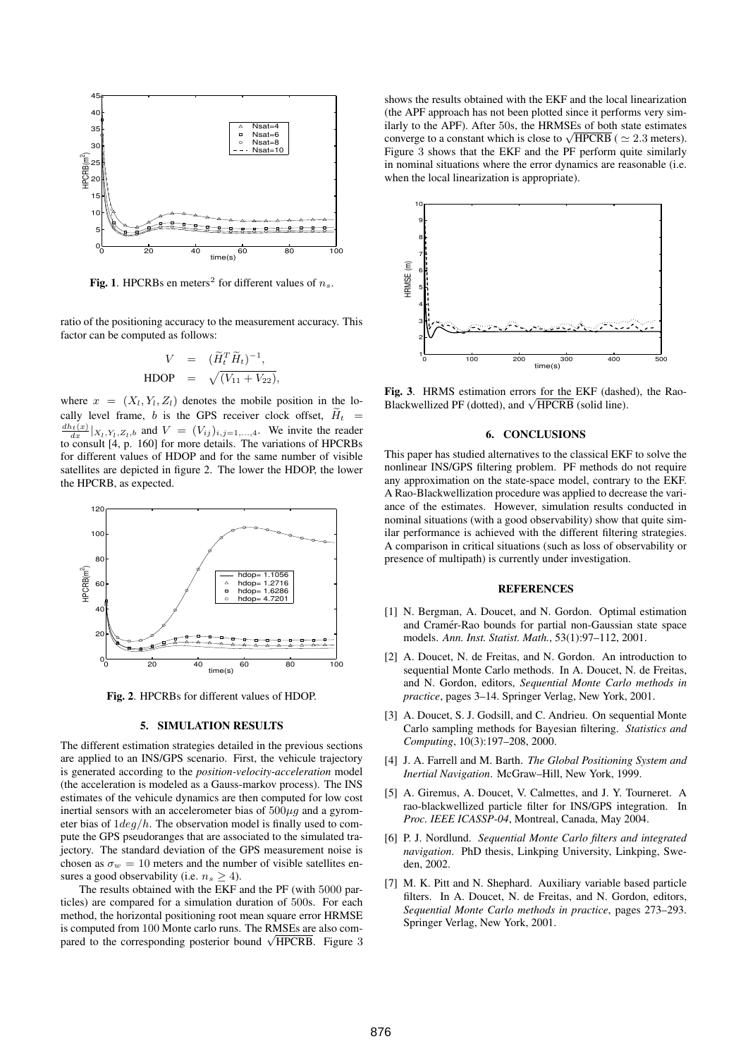45
40
35
30
HPCRB(m$^2$)
25
20
15
10
5
0
0 20 40 60 80 100
time(s)

Nsat=4
Nsat=6
Nsat=8
Nsat=10

**Fig. 1**. HPCRBs en meters$^2$ for different values of $n_s$.

ratio of the positioning accuracy to the measurement accuracy. This factor can be computed as follows:

$$\begin{aligned} V &= (\widetilde{H}_t^T \widetilde{H}_t)^{-1}, \\ \text{HDOP} &= \sqrt{(V_{11} + V_{22})}, \end{aligned}$$

where $x = (X_l, Y_l, Z_l)$ denotes the mobile position in the locally level frame, $b$ is the GPS receiver clock offset, $\widetilde{H}_t = \frac{dh_t(x)}{dx}|_{X_l,Y_l,Z_l,b}$ and $V = (V_{ij})_{i,j=1,...,4}$. We invite the reader to consult [4, p. 160] for more details. The variations of HPCRBs for different values of HDOP and for the same number of visible satellites are depicted in figure 2. The lower the HDOP, the lower the HPCRB, as expected.

120
100
80
HPCRB(m$^2$)
60
40
20
0
0 20 40 60 80 100
time(s)

hdop= 1.1056
hdop= 1.2716
hdop= 1.6286
hdop= 4.7201

**Fig. 2**. HPCRBs for different values of HDOP.

## 5. SIMULATION RESULTS

The different estimation strategies detailed in the previous sections are applied to an INS/GPS scenario. First, the vehicule trajectory is generated according to the *position-velocity-acceleration* model (the acceleration is modeled as a Gauss-markov process). The INS estimates of the vehicule dynamics are then computed for low cost inertial sensors with an accelerometer bias of $500\mu g$ and a gyrometer bias of $1deg/h$. The observation model is finally used to compute the GPS pseudoranges that are associated to the simulated trajectory. The standard deviation of the GPS measurement noise is chosen as $\sigma_w = 10$ meters and the number of visible satellites ensures a good observability (i.e. $n_s \geq 4$).

The results obtained with the EKF and the PF (with 5000 particles) are compared for a simulation duration of 500s. For each method, the horizontal positioning root mean square error HRMSE is computed from 100 Monte carlo runs. The RMSEs are also compared to the corresponding posterior bound $\sqrt{\text{HPCRB}}$. Figure 3 shows the results obtained with the EKF and the local linearization (the APF approach has not been plotted since it performs very similarly to the APF). After 50s, the HRMSEs of both state estimates converge to a constant which is close to $\sqrt{\text{HPCRB}}$ ( $\simeq 2.3$ meters). Figure 3 shows that the EKF and the PF perform quite similarly in nominal situations where the error dynamics are reasonable (i.e. when the local linearization is appropriate).

10
9
8
7
HRMSE (m)
6
5
4
3
2
1
0 100 200 300 400 500
time(s)

**Fig. 3**. HRMS estimation errors for the EKF (dashed), the Rao-Blackwellized PF (dotted), and $\sqrt{\text{HPCRB}}$ (solid line).

## 6. CONCLUSIONS

This paper has studied alternatives to the classical EKF to solve the nonlinear INS/GPS filtering problem. PF methods do not require any approximation on the state-space model, contrary to the EKF. A Rao-Blackwellization procedure was applied to decrease the variance of the estimates. However, simulation results conducted in nominal situations (with a good observability) show that quite similar performance is achieved with the different filtering strategies. A comparison in critical situations (such as loss of observability or presence of multipath) is currently under investigation.

## REFERENCES

[1] N. Bergman, A. Doucet, and N. Gordon. Optimal estimation and Cramér-Rao bounds for partial non-Gaussian state space models. *Ann. Inst. Statist. Math.*, 53(1):97–112, 2001.

[2] A. Doucet, N. de Freitas, and N. Gordon. An introduction to sequential Monte Carlo methods. In A. Doucet, N. de Freitas, and N. Gordon, editors, *Sequential Monte Carlo methods in practice*, pages 3–14. Springer Verlag, New York, 2001.

[3] A. Doucet, S. J. Godsill, and C. Andrieu. On sequential Monte Carlo sampling methods for Bayesian filtering. *Statistics and Computing*, 10(3):197–208, 2000.

[4] J. A. Farrell and M. Barth. *The Global Positioning System and Inertial Navigation*. McGraw–Hill, New York, 1999.

[5] A. Giremus, A. Doucet, V. Calmettes, and J. Y. Tourneret. A rao-blackwellized particle filter for INS/GPS integration. In *Proc. IEEE ICASSP-04*, Montreal, Canada, May 2004.

[6] P. J. Nordlund. *Sequential Monte Carlo filters and integrated navigation*. PhD thesis, Linkping University, Linkping, Sweden, 2002.

[7] M. K. Pitt and N. Shephard. Auxiliary variable based particle filters. In A. Doucet, N. de Freitas, and N. Gordon, editors, *Sequential Monte Carlo methods in practice*, pages 273–293. Springer Verlag, New York, 2001.